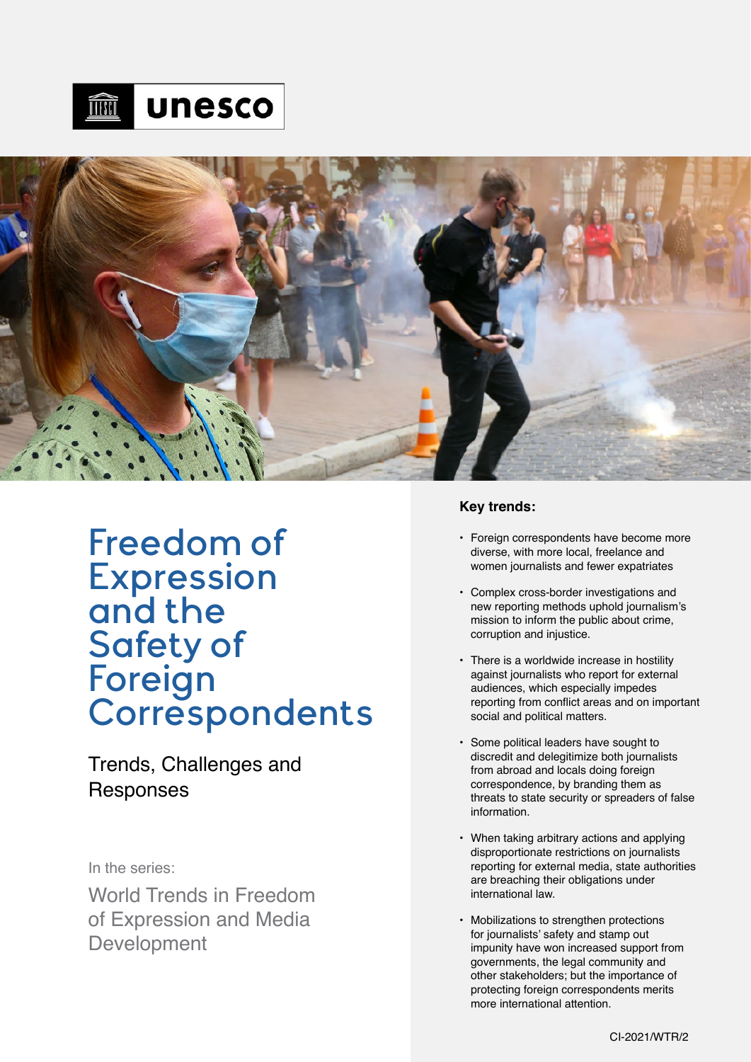# Freedom of Expression and the Safety of Foreign Correspondents

## Trends, Challenges and Responses

In the series:

World Trends in Freedom of Expression and Media Development

**Key trends:**

- Foreign correspondents have become more diverse, with more local, freelance and women journalists and fewer expatriates
- Complex cross-border investigations and new reporting methods uphold journalism's mission to inform the public about crime, corruption and injustice.
- There is a worldwide increase in hostility against journalists who report for external audiences, which especially impedes reporting from conflict areas and on important social and political matters.
- Some political leaders have sought to discredit and delegitimize both journalists from abroad and locals doing foreign correspondence, by branding them as threats to state security or spreaders of false information.
- When taking arbitrary actions and applying disproportionate restrictions on journalists reporting for external media, state authorities are breaching their obligations under international law.
- Mobilizations to strengthen protections for journalists' safety and stamp out impunity have won increased support from governments, the legal community and other stakeholders; but the importance of protecting foreign correspondents merits more international attention.

CI-2021/WTR/2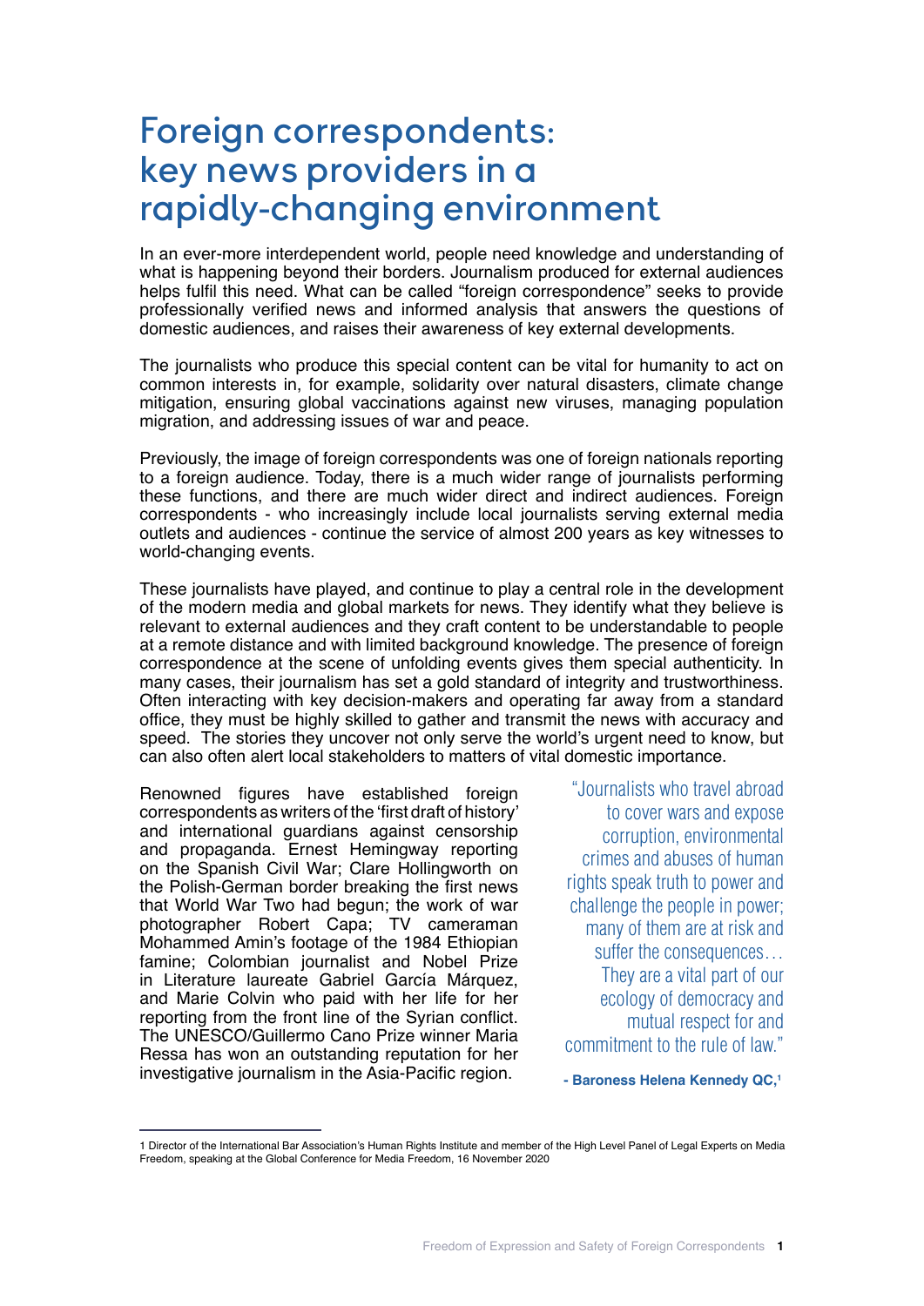# Foreign correspondents: key news providers in a rapidly-changing environment

In an ever-more interdependent world, people need knowledge and understanding of what is happening beyond their borders. Journalism produced for external audiences helps fulfil this need. What can be called "foreign correspondence" seeks to provide professionally verified news and informed analysis that answers the questions of domestic audiences, and raises their awareness of key external developments.

The journalists who produce this special content can be vital for humanity to act on common interests in, for example, solidarity over natural disasters, climate change mitigation, ensuring global vaccinations against new viruses, managing population migration, and addressing issues of war and peace.

Previously, the image of foreign correspondents was one of foreign nationals reporting to a foreign audience. Today, there is a much wider range of journalists performing these functions, and there are much wider direct and indirect audiences. Foreign correspondents - who increasingly include local journalists serving external media outlets and audiences - continue the service of almost 200 years as key witnesses to world-changing events.

These journalists have played, and continue to play a central role in the development of the modern media and global markets for news. They identify what they believe is relevant to external audiences and they craft content to be understandable to people at a remote distance and with limited background knowledge. The presence of foreign correspondence at the scene of unfolding events gives them special authenticity. In many cases, their journalism has set a gold standard of integrity and trustworthiness. Often interacting with key decision-makers and operating far away from a standard office, they must be highly skilled to gather and transmit the news with accuracy and speed. The stories they uncover not only serve the world's urgent need to know, but can also often alert local stakeholders to matters of vital domestic importance.

Renowned figures have established foreign correspondents as writers of the 'first draft of history' and international guardians against censorship and propaganda. Ernest Hemingway reporting on the Spanish Civil War; Clare Hollingworth on the Polish-German border breaking the first news that World War Two had begun; the work of war photographer Robert Capa; TV cameraman Mohammed Amin's footage of the 1984 Ethiopian famine; Colombian journalist and Nobel Prize in Literature laureate Gabriel García Márquez, and Marie Colvin who paid with her life for her reporting from the front line of the Syrian conflict. The UNESCO/Guillermo Cano Prize winner Maria Ressa has won an outstanding reputation for her investigative journalism in the Asia-Pacific region.

> "Journalists who travel abroad to cover wars and expose corruption, environmental crimes and abuses of human rights speak truth to power and challenge the people in power; many of them are at risk and suffer the consequences… They are a vital part of our ecology of democracy and mutual respect for and commitment to the rule of law."
>
> **- Baroness Helena Kennedy QC,**[1]

1 Director of the International Bar Association's Human Rights Institute and member of the High Level Panel of Legal Experts on Media Freedom, speaking at the Global Conference for Media Freedom, 16 November 2020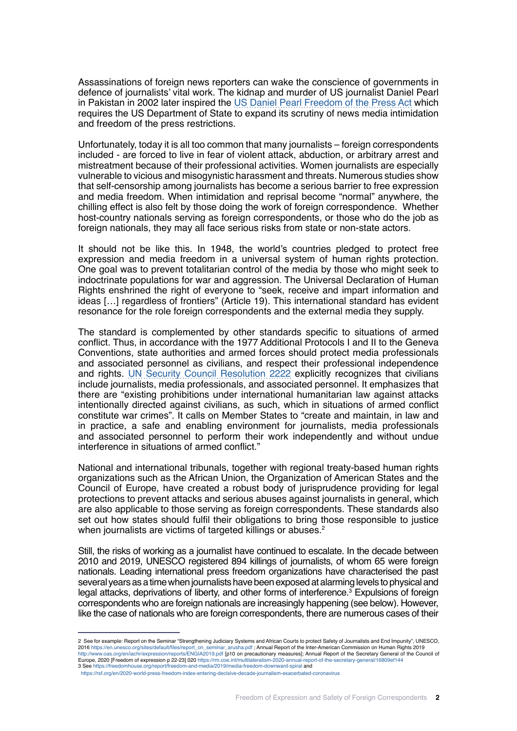Assassinations of foreign news reporters can wake the conscience of governments in defence of journalists' vital work. The kidnap and murder of US journalist Daniel Pearl in Pakistan in 2002 later inspired the US Daniel Pearl Freedom of the Press Act which requires the US Department of State to expand its scrutiny of news media intimidation and freedom of the press restrictions.

Unfortunately, today it is all too common that many journalists – foreign correspondents included - are forced to live in fear of violent attack, abduction, or arbitrary arrest and mistreatment because of their professional activities. Women journalists are especially vulnerable to vicious and misogynistic harassment and threats. Numerous studies show that self-censorship among journalists has become a serious barrier to free expression and media freedom. When intimidation and reprisal become "normal" anywhere, the chilling effect is also felt by those doing the work of foreign correspondence. Whether host-country nationals serving as foreign correspondents, or those who do the job as foreign nationals, they may all face serious risks from state or non-state actors.

It should not be like this. In 1948, the world's countries pledged to protect free expression and media freedom in a universal system of human rights protection. One goal was to prevent totalitarian control of the media by those who might seek to indoctrinate populations for war and aggression. The Universal Declaration of Human Rights enshrined the right of everyone to "seek, receive and impart information and ideas […] regardless of frontiers" (Article 19). This international standard has evident resonance for the role foreign correspondents and the external media they supply.

The standard is complemented by other standards specific to situations of armed conflict. Thus, in accordance with the 1977 Additional Protocols I and II to the Geneva Conventions, state authorities and armed forces should protect media professionals and associated personnel as civilians, and respect their professional independence and rights. UN Security Council Resolution 2222 explicitly recognizes that civilians include journalists, media professionals, and associated personnel. It emphasizes that there are "existing prohibitions under international humanitarian law against attacks intentionally directed against civilians, as such, which in situations of armed conflict constitute war crimes". It calls on Member States to "create and maintain, in law and in practice, a safe and enabling environment for journalists, media professionals and associated personnel to perform their work independently and without undue interference in situations of armed conflict."

National and international tribunals, together with regional treaty-based human rights organizations such as the African Union, the Organization of American States and the Council of Europe, have created a robust body of jurisprudence providing for legal protections to prevent attacks and serious abuses against journalists in general, which are also applicable to those serving as foreign correspondents. These standards also set out how states should fulfil their obligations to bring those responsible to justice when journalists are victims of targeted killings or abuses.[2]

Still, the risks of working as a journalist have continued to escalate. In the decade between 2010 and 2019, UNESCO registered 894 killings of journalists, of whom 65 were foreign nationals. Leading international press freedom organizations have characterised the past several years as a time when journalists have been exposed at alarming levels to physical and legal attacks, deprivations of liberty, and other forms of interference.[3] Expulsions of foreign correspondents who are foreign nationals are increasingly happening (see below). However, like the case of nationals who are foreign correspondents, there are numerous cases of their

---

2 See for example: Report on the Seminar "Strengthening Judiciary Systems and African Courts to protect Safety of Journalists and End Impunity", UNESCO, 2016 https://en.unesco.org/sites/default/files/report_on_seminar_arusha.pdf ; Annual Report of the Inter-American Commission on Human Rights 2019 http://www.oas.org/en/iachr/expression/reports/ENGIA2019.pdf [p10 on precautionary measures]; Annual Report of the Secretary General of the Council of Europe, 2020 [Freedom of expression p 22-23] 020 https://rm.coe.int/multilateralism-2020-annual-report-of-the-secretary-general/16809ef144

3 See https://freedomhouse.org/report/freedom-and-media/2019/media-freedom-downward-spiral and https://rsf.org/en/2020-world-press-freedom-index-entering-decisive-decade-journalism-exacerbated-coronavirus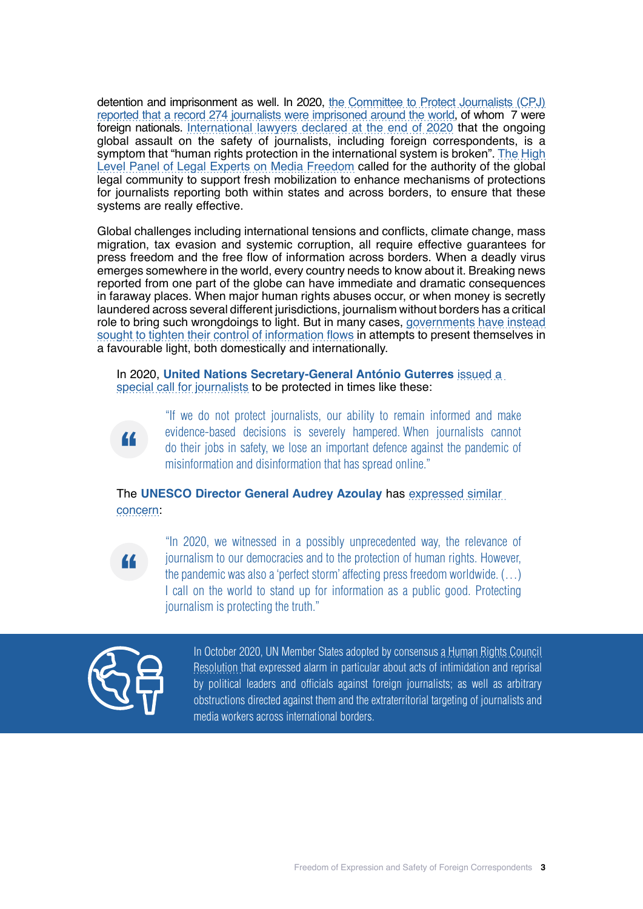detention and imprisonment as well. In 2020, the Committee to Protect Journalists (CPJ) reported that a record 274 journalists were imprisoned around the world, of whom 7 were foreign nationals. International lawyers declared at the end of 2020 that the ongoing global assault on the safety of journalists, including foreign correspondents, is a symptom that "human rights protection in the international system is broken". The High Level Panel of Legal Experts on Media Freedom called for the authority of the global legal community to support fresh mobilization to enhance mechanisms of protections for journalists reporting both within states and across borders, to ensure that these systems are really effective.

Global challenges including international tensions and conflicts, climate change, mass migration, tax evasion and systemic corruption, all require effective guarantees for press freedom and the free flow of information across borders. When a deadly virus emerges somewhere in the world, every country needs to know about it. Breaking news reported from one part of the globe can have immediate and dramatic consequences in faraway places. When major human rights abuses occur, or when money is secretly laundered across several different jurisdictions, journalism without borders has a critical role to bring such wrongdoings to light. But in many cases, governments have instead sought to tighten their control of information flows in attempts to present themselves in a favourable light, both domestically and internationally.

In 2020, **United Nations Secretary-General António Guterres** issued a special call for journalists to be protected in times like these:

> "If we do not protect journalists, our ability to remain informed and make evidence-based decisions is severely hampered. When journalists cannot do their jobs in safety, we lose an important defence against the pandemic of misinformation and disinformation that has spread online."

The **UNESCO Director General Audrey Azoulay** has expressed similar concern:

> "In 2020, we witnessed in a possibly unprecedented way, the relevance of journalism to our democracies and to the protection of human rights. However, the pandemic was also a 'perfect storm' affecting press freedom worldwide. (…) I call on the world to stand up for information as a public good. Protecting journalism is protecting the truth."

In October 2020, UN Member States adopted by consensus a Human Rights Council Resolution that expressed alarm in particular about acts of intimidation and reprisal by political leaders and officials against foreign journalists; as well as arbitrary obstructions directed against them and the extraterritorial targeting of journalists and media workers across international borders.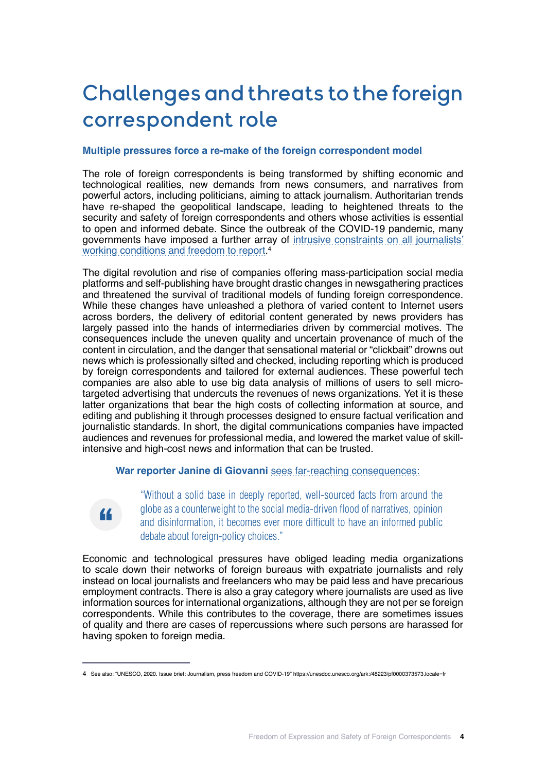# Challenges and threats to the foreign correspondent role

### Multiple pressures force a re-make of the foreign correspondent model

The role of foreign correspondents is being transformed by shifting economic and technological realities, new demands from news consumers, and narratives from powerful actors, including politicians, aiming to attack journalism. Authoritarian trends have re-shaped the geopolitical landscape, leading to heightened threats to the security and safety of foreign correspondents and others whose activities is essential to open and informed debate. Since the outbreak of the COVID-19 pandemic, many governments have imposed a further array of intrusive constraints on all journalists' working conditions and freedom to report.[4]

The digital revolution and rise of companies offering mass-participation social media platforms and self-publishing have brought drastic changes in newsgathering practices and threatened the survival of traditional models of funding foreign correspondence. While these changes have unleashed a plethora of varied content to Internet users across borders, the delivery of editorial content generated by news providers has largely passed into the hands of intermediaries driven by commercial motives. The consequences include the uneven quality and uncertain provenance of much of the content in circulation, and the danger that sensational material or "clickbait" drowns out news which is professionally sifted and checked, including reporting which is produced by foreign correspondents and tailored for external audiences. These powerful tech companies are also able to use big data analysis of millions of users to sell micro-targeted advertising that undercuts the revenues of news organizations. Yet it is these latter organizations that bear the high costs of collecting information at source, and editing and publishing it through processes designed to ensure factual verification and journalistic standards. In short, the digital communications companies have impacted audiences and revenues for professional media, and lowered the market value of skill-intensive and high-cost news and information that can be trusted.

**War reporter Janine di Giovanni** sees far-reaching consequences:

> "Without a solid base in deeply reported, well-sourced facts from around the globe as a counterweight to the social media-driven flood of narratives, opinion and disinformation, it becomes ever more difficult to have an informed public debate about foreign-policy choices."

Economic and technological pressures have obliged leading media organizations to scale down their networks of foreign bureaus with expatriate journalists and rely instead on local journalists and freelancers who may be paid less and have precarious employment contracts. There is also a gray category where journalists are used as live information sources for international organizations, although they are not per se foreign correspondents. While this contributes to the coverage, there are sometimes issues of quality and there are cases of repercussions where such persons are harassed for having spoken to foreign media.

---

4 See also: "UNESCO, 2020. Issue brief: Journalism, press freedom and COVID-19" https://unesdoc.unesco.org/ark:/48223/pf0000373573.locale=fr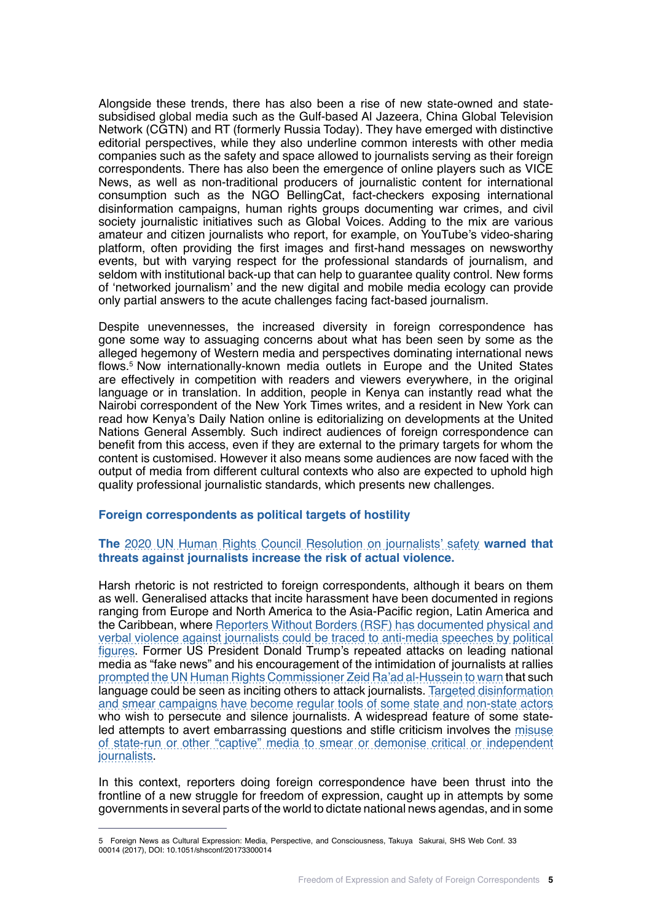Alongside these trends, there has also been a rise of new state-owned and state-subsidised global media such as the Gulf-based Al Jazeera, China Global Television Network (CGTN) and RT (formerly Russia Today). They have emerged with distinctive editorial perspectives, while they also underline common interests with other media companies such as the safety and space allowed to journalists serving as their foreign correspondents. There has also been the emergence of online players such as VICE News, as well as non-traditional producers of journalistic content for international consumption such as the NGO BellingCat, fact-checkers exposing international disinformation campaigns, human rights groups documenting war crimes, and civil society journalistic initiatives such as Global Voices. Adding to the mix are various amateur and citizen journalists who report, for example, on YouTube's video-sharing platform, often providing the first images and first-hand messages on newsworthy events, but with varying respect for the professional standards of journalism, and seldom with institutional back-up that can help to guarantee quality control. New forms of 'networked journalism' and the new digital and mobile media ecology can provide only partial answers to the acute challenges facing fact-based journalism.

Despite unevennesses, the increased diversity in foreign correspondence has gone some way to assuaging concerns about what has been seen by some as the alleged hegemony of Western media and perspectives dominating international news flows.[5] Now internationally-known media outlets in Europe and the United States are effectively in competition with readers and viewers everywhere, in the original language or in translation. In addition, people in Kenya can instantly read what the Nairobi correspondent of the New York Times writes, and a resident in New York can read how Kenya's Daily Nation online is editorializing on developments at the United Nations General Assembly. Such indirect audiences of foreign correspondence can benefit from this access, even if they are external to the primary targets for whom the content is customised. However it also means some audiences are now faced with the output of media from different cultural contexts who also are expected to uphold high quality professional journalistic standards, which presents new challenges.

### Foreign correspondents as political targets of hostility

**The 2020 UN Human Rights Council Resolution on journalists' safety warned that threats against journalists increase the risk of actual violence.**

Harsh rhetoric is not restricted to foreign correspondents, although it bears on them as well. Generalised attacks that incite harassment have been documented in regions ranging from Europe and North America to the Asia-Pacific region, Latin America and the Caribbean, where Reporters Without Borders (RSF) has documented physical and verbal violence against journalists could be traced to anti-media speeches by political figures. Former US President Donald Trump's repeated attacks on leading national media as "fake news" and his encouragement of the intimidation of journalists at rallies prompted the UN Human Rights Commissioner Zeid Ra'ad al-Hussein to warn that such language could be seen as inciting others to attack journalists. Targeted disinformation and smear campaigns have become regular tools of some state and non-state actors who wish to persecute and silence journalists. A widespread feature of some state-led attempts to avert embarrassing questions and stifle criticism involves the misuse of state-run or other "captive" media to smear or demonise critical or independent journalists.

In this context, reporters doing foreign correspondence have been thrust into the frontline of a new struggle for freedom of expression, caught up in attempts by some governments in several parts of the world to dictate national news agendas, and in some

---

5 Foreign News as Cultural Expression: Media, Perspective, and Consciousness, Takuya Sakurai, SHS Web Conf. 33 00014 (2017), DOI: 10.1051/shsconf/20173300014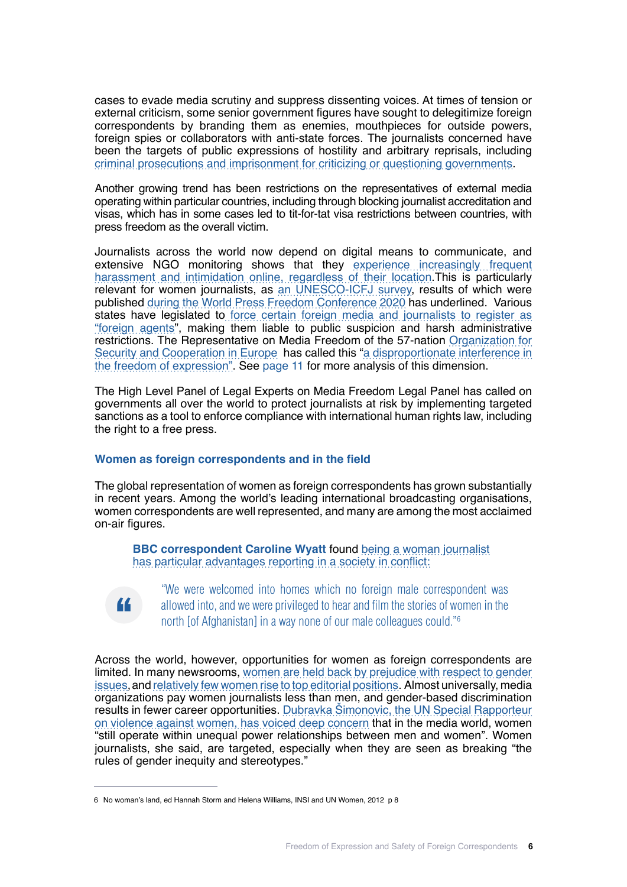cases to evade media scrutiny and suppress dissenting voices. At times of tension or external criticism, some senior government figures have sought to delegitimize foreign correspondents by branding them as enemies, mouthpieces for outside powers, foreign spies or collaborators with anti-state forces. The journalists concerned have been the targets of public expressions of hostility and arbitrary reprisals, including criminal prosecutions and imprisonment for criticizing or questioning governments.

Another growing trend has been restrictions on the representatives of external media operating within particular countries, including through blocking journalist accreditation and visas, which has in some cases led to tit-for-tat visa restrictions between countries, with press freedom as the overall victim.

Journalists across the world now depend on digital means to communicate, and extensive NGO monitoring shows that they experience increasingly frequent harassment and intimidation online, regardless of their location.This is particularly relevant for women journalists, as an UNESCO-ICFJ survey, results of which were published during the World Press Freedom Conference 2020 has underlined. Various states have legislated to force certain foreign media and journalists to register as "foreign agents", making them liable to public suspicion and harsh administrative restrictions. The Representative on Media Freedom of the 57-nation Organization for Security and Cooperation in Europe has called this "a disproportionate interference in the freedom of expression". See page 11 for more analysis of this dimension.

The High Level Panel of Legal Experts on Media Freedom Legal Panel has called on governments all over the world to protect journalists at risk by implementing targeted sanctions as a tool to enforce compliance with international human rights law, including the right to a free press.

### Women as foreign correspondents and in the field

The global representation of women as foreign correspondents has grown substantially in recent years. Among the world's leading international broadcasting organisations, women correspondents are well represented, and many are among the most acclaimed on-air figures.

> **BBC correspondent Caroline Wyatt** found being a woman journalist has particular advantages reporting in a society in conflict:
>
> "We were welcomed into homes which no foreign male correspondent was allowed into, and we were privileged to hear and film the stories of women in the north [of Afghanistan] in a way none of our male colleagues could."[6]

Across the world, however, opportunities for women as foreign correspondents are limited. In many newsrooms, women are held back by prejudice with respect to gender issues, and relatively few women rise to top editorial positions. Almost universally, media organizations pay women journalists less than men, and gender-based discrimination results in fewer career opportunities. Dubravka Šimonovic, the UN Special Rapporteur on violence against women, has voiced deep concern that in the media world, women "still operate within unequal power relationships between men and women". Women journalists, she said, are targeted, especially when they are seen as breaking "the rules of gender inequity and stereotypes."

---

6 No woman's land, ed Hannah Storm and Helena Williams, INSI and UN Women, 2012 p 8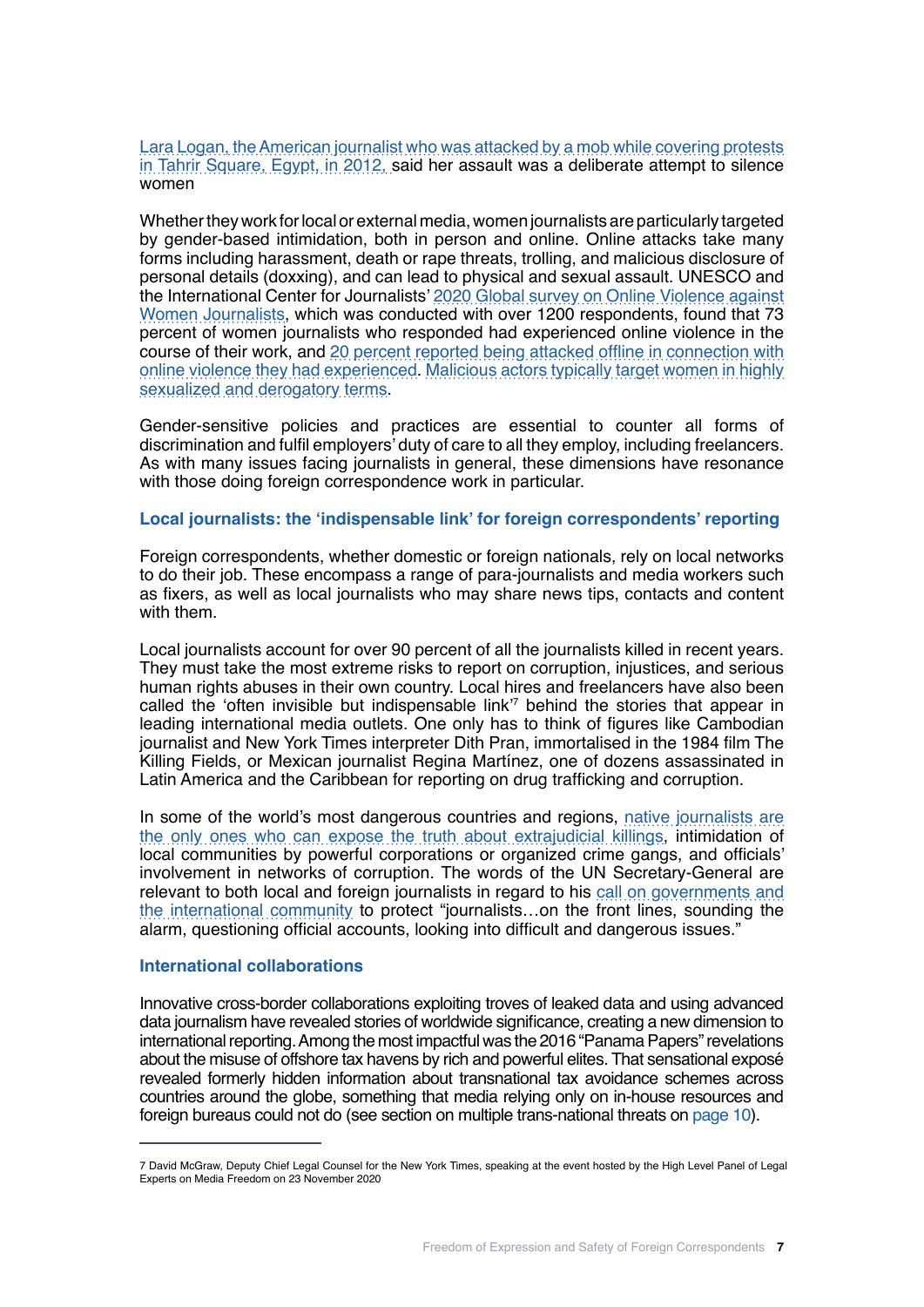Lara Logan, the American journalist who was attacked by a mob while covering protests in Tahrir Square, Egypt, in 2012, said her assault was a deliberate attempt to silence women

Whether they work for local or external media, women journalists are particularly targeted by gender-based intimidation, both in person and online. Online attacks take many forms including harassment, death or rape threats, trolling, and malicious disclosure of personal details (doxxing), and can lead to physical and sexual assault. UNESCO and the International Center for Journalists' 2020 Global survey on Online Violence against Women Journalists, which was conducted with over 1200 respondents, found that 73 percent of women journalists who responded had experienced online violence in the course of their work, and 20 percent reported being attacked offline in connection with online violence they had experienced. Malicious actors typically target women in highly sexualized and derogatory terms.

Gender-sensitive policies and practices are essential to counter all forms of discrimination and fulfil employers' duty of care to all they employ, including freelancers. As with many issues facing journalists in general, these dimensions have resonance with those doing foreign correspondence work in particular.

### Local journalists: the 'indispensable link' for foreign correspondents' reporting

Foreign correspondents, whether domestic or foreign nationals, rely on local networks to do their job. These encompass a range of para-journalists and media workers such as fixers, as well as local journalists who may share news tips, contacts and content with them.

Local journalists account for over 90 percent of all the journalists killed in recent years. They must take the most extreme risks to report on corruption, injustices, and serious human rights abuses in their own country. Local hires and freelancers have also been called the 'often invisible but indispensable link'[7] behind the stories that appear in leading international media outlets. One only has to think of figures like Cambodian journalist and New York Times interpreter Dith Pran, immortalised in the 1984 film The Killing Fields, or Mexican journalist Regina Martínez, one of dozens assassinated in Latin America and the Caribbean for reporting on drug trafficking and corruption.

In some of the world's most dangerous countries and regions, native journalists are the only ones who can expose the truth about extrajudicial killings, intimidation of local communities by powerful corporations or organized crime gangs, and officials' involvement in networks of corruption. The words of the UN Secretary-General are relevant to both local and foreign journalists in regard to his call on governments and the international community to protect "journalists…on the front lines, sounding the alarm, questioning official accounts, looking into difficult and dangerous issues."

### International collaborations

Innovative cross-border collaborations exploiting troves of leaked data and using advanced data journalism have revealed stories of worldwide significance, creating a new dimension to international reporting. Among the most impactful was the 2016 "Panama Papers" revelations about the misuse of offshore tax havens by rich and powerful elites. That sensational exposé revealed formerly hidden information about transnational tax avoidance schemes across countries around the globe, something that media relying only on in-house resources and foreign bureaus could not do (see section on multiple trans-national threats on page 10).

---

7 David McGraw, Deputy Chief Legal Counsel for the New York Times, speaking at the event hosted by the High Level Panel of Legal Experts on Media Freedom on 23 November 2020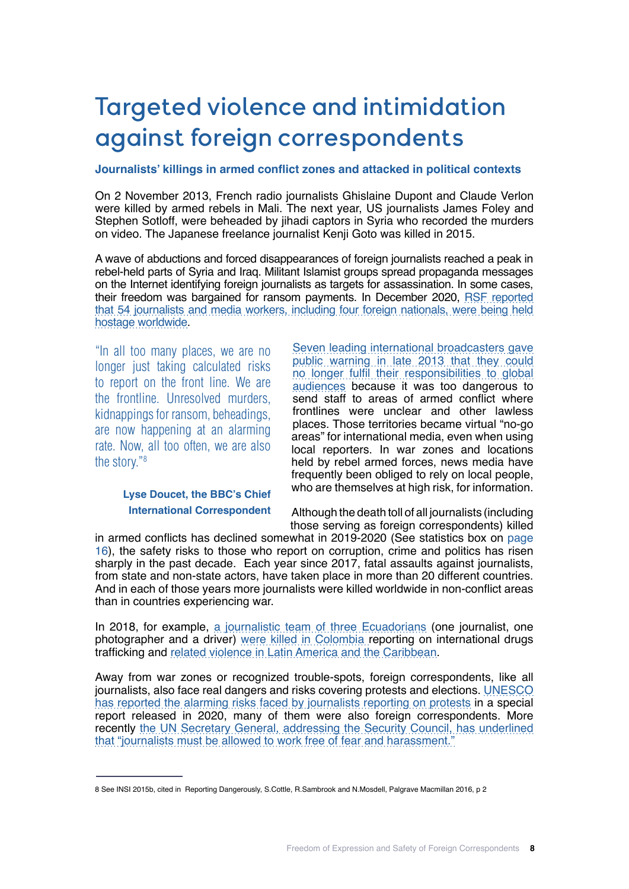# Targeted violence and intimidation against foreign correspondents

### Journalists' killings in armed conflict zones and attacked in political contexts

On 2 November 2013, French radio journalists Ghislaine Dupont and Claude Verlon were killed by armed rebels in Mali. The next year, US journalists James Foley and Stephen Sotloff, were beheaded by jihadi captors in Syria who recorded the murders on video. The Japanese freelance journalist Kenji Goto was killed in 2015.

A wave of abductions and forced disappearances of foreign journalists reached a peak in rebel-held parts of Syria and Iraq. Militant Islamist groups spread propaganda messages on the Internet identifying foreign journalists as targets for assassination. In some cases, their freedom was bargained for ransom payments. In December 2020, RSF reported that 54 journalists and media workers, including four foreign nationals, were being held hostage worldwide.

> "In all too many places, we are no longer just taking calculated risks to report on the front line. We are the frontline. Unresolved murders, kidnappings for ransom, beheadings, are now happening at an alarming rate. Now, all too often, we are also the story."[8]
>
> **Lyse Doucet, the BBC's Chief International Correspondent**

Seven leading international broadcasters gave public warning in late 2013 that they could no longer fulfil their responsibilities to global audiences because it was too dangerous to send staff to areas of armed conflict where frontlines were unclear and other lawless places. Those territories became virtual "no-go areas" for international media, even when using local reporters. In war zones and locations held by rebel armed forces, news media have frequently been obliged to rely on local people, who are themselves at high risk, for information.

Although the death toll of all journalists (including those serving as foreign correspondents) killed in armed conflicts has declined somewhat in 2019-2020 (See statistics box on page 16), the safety risks to those who report on corruption, crime and politics has risen sharply in the past decade. Each year since 2017, fatal assaults against journalists, from state and non-state actors, have taken place in more than 20 different countries. And in each of those years more journalists were killed worldwide in non-conflict areas than in countries experiencing war.

In 2018, for example, a journalistic team of three Ecuadorians (one journalist, one photographer and a driver) were killed in Colombia reporting on international drugs trafficking and related violence in Latin America and the Caribbean.

Away from war zones or recognized trouble-spots, foreign correspondents, like all journalists, also face real dangers and risks covering protests and elections. UNESCO has reported the alarming risks faced by journalists reporting on protests in a special report released in 2020, many of them were also foreign correspondents. More recently the UN Secretary General, addressing the Security Council, has underlined that "journalists must be allowed to work free of fear and harassment."

---

8 See INSI 2015b, cited in Reporting Dangerously, S.Cottle, R.Sambrook and N.Mosdell, Palgrave Macmillan 2016, p 2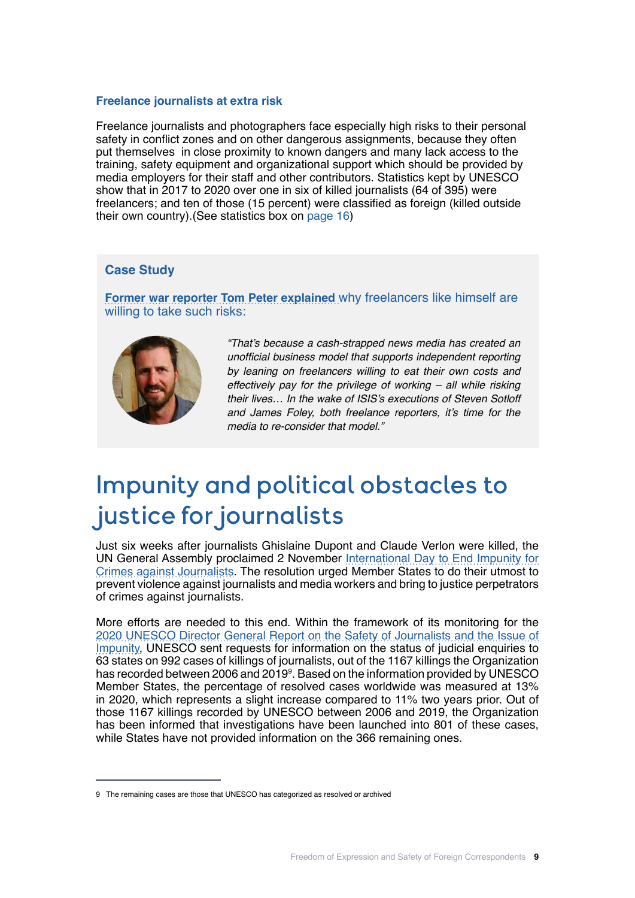### Freelance journalists at extra risk

Freelance journalists and photographers face especially high risks to their personal safety in conflict zones and on other dangerous assignments, because they often put themselves in close proximity to known dangers and many lack access to the training, safety equipment and organizational support which should be provided by media employers for their staff and other contributors. Statistics kept by UNESCO show that in 2017 to 2020 over one in six of killed journalists (64 of 395) were freelancers; and ten of those (15 percent) were classified as foreign (killed outside their own country).(See statistics box on page 16)

### Case Study

**Former war reporter Tom Peter explained** why freelancers like himself are willing to take such risks:

*"That's because a cash-strapped news media has created an unofficial business model that supports independent reporting by leaning on freelancers willing to eat their own costs and effectively pay for the privilege of working – all while risking their lives… In the wake of ISIS's executions of Steven Sotloff and James Foley, both freelance reporters, it's time for the media to re-consider that model."*

# Impunity and political obstacles to justice for journalists

Just six weeks after journalists Ghislaine Dupont and Claude Verlon were killed, the UN General Assembly proclaimed 2 November International Day to End Impunity for Crimes against Journalists. The resolution urged Member States to do their utmost to prevent violence against journalists and media workers and bring to justice perpetrators of crimes against journalists.

More efforts are needed to this end. Within the framework of its monitoring for the 2020 UNESCO Director General Report on the Safety of Journalists and the Issue of Impunity, UNESCO sent requests for information on the status of judicial enquiries to 63 states on 992 cases of killings of journalists, out of the 1167 killings the Organization has recorded between 2006 and 2019[9]. Based on the information provided by UNESCO Member States, the percentage of resolved cases worldwide was measured at 13% in 2020, which represents a slight increase compared to 11% two years prior. Out of those 1167 killings recorded by UNESCO between 2006 and 2019, the Organization has been informed that investigations have been launched into 801 of these cases, while States have not provided information on the 366 remaining ones.

9 The remaining cases are those that UNESCO has categorized as resolved or archived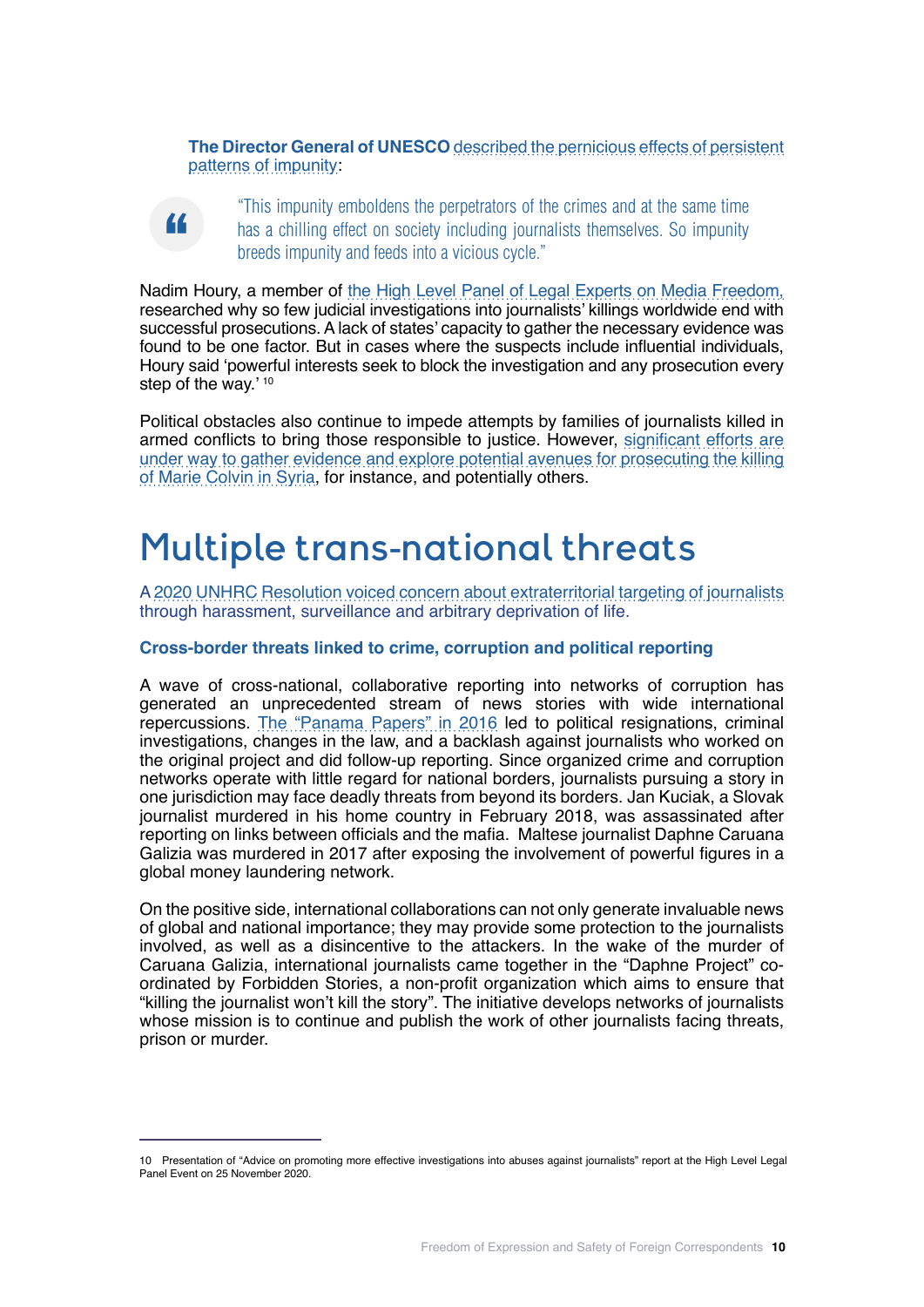**The Director General of UNESCO** described the pernicious effects of persistent patterns of impunity:

> "This impunity emboldens the perpetrators of the crimes and at the same time has a chilling effect on society including journalists themselves. So impunity breeds impunity and feeds into a vicious cycle."

Nadim Houry, a member of the High Level Panel of Legal Experts on Media Freedom, researched why so few judicial investigations into journalists' killings worldwide end with successful prosecutions. A lack of states' capacity to gather the necessary evidence was found to be one factor. But in cases where the suspects include influential individuals, Houry said 'powerful interests seek to block the investigation and any prosecution every step of the way.' [10]

Political obstacles also continue to impede attempts by families of journalists killed in armed conflicts to bring those responsible to justice. However, significant efforts are under way to gather evidence and explore potential avenues for prosecuting the killing of Marie Colvin in Syria, for instance, and potentially others.

# Multiple trans-national threats

A 2020 UNHRC Resolution voiced concern about extraterritorial targeting of journalists through harassment, surveillance and arbitrary deprivation of life.

### Cross-border threats linked to crime, corruption and political reporting

A wave of cross-national, collaborative reporting into networks of corruption has generated an unprecedented stream of news stories with wide international repercussions. The "Panama Papers" in 2016 led to political resignations, criminal investigations, changes in the law, and a backlash against journalists who worked on the original project and did follow-up reporting. Since organized crime and corruption networks operate with little regard for national borders, journalists pursuing a story in one jurisdiction may face deadly threats from beyond its borders. Jan Kuciak, a Slovak journalist murdered in his home country in February 2018, was assassinated after reporting on links between officials and the mafia. Maltese journalist Daphne Caruana Galizia was murdered in 2017 after exposing the involvement of powerful figures in a global money laundering network.

On the positive side, international collaborations can not only generate invaluable news of global and national importance; they may provide some protection to the journalists involved, as well as a disincentive to the attackers. In the wake of the murder of Caruana Galizia, international journalists came together in the "Daphne Project" co-ordinated by Forbidden Stories, a non-profit organization which aims to ensure that "killing the journalist won't kill the story". The initiative develops networks of journalists whose mission is to continue and publish the work of other journalists facing threats, prison or murder.

---

10 Presentation of "Advice on promoting more effective investigations into abuses against journalists" report at the High Level Legal Panel Event on 25 November 2020.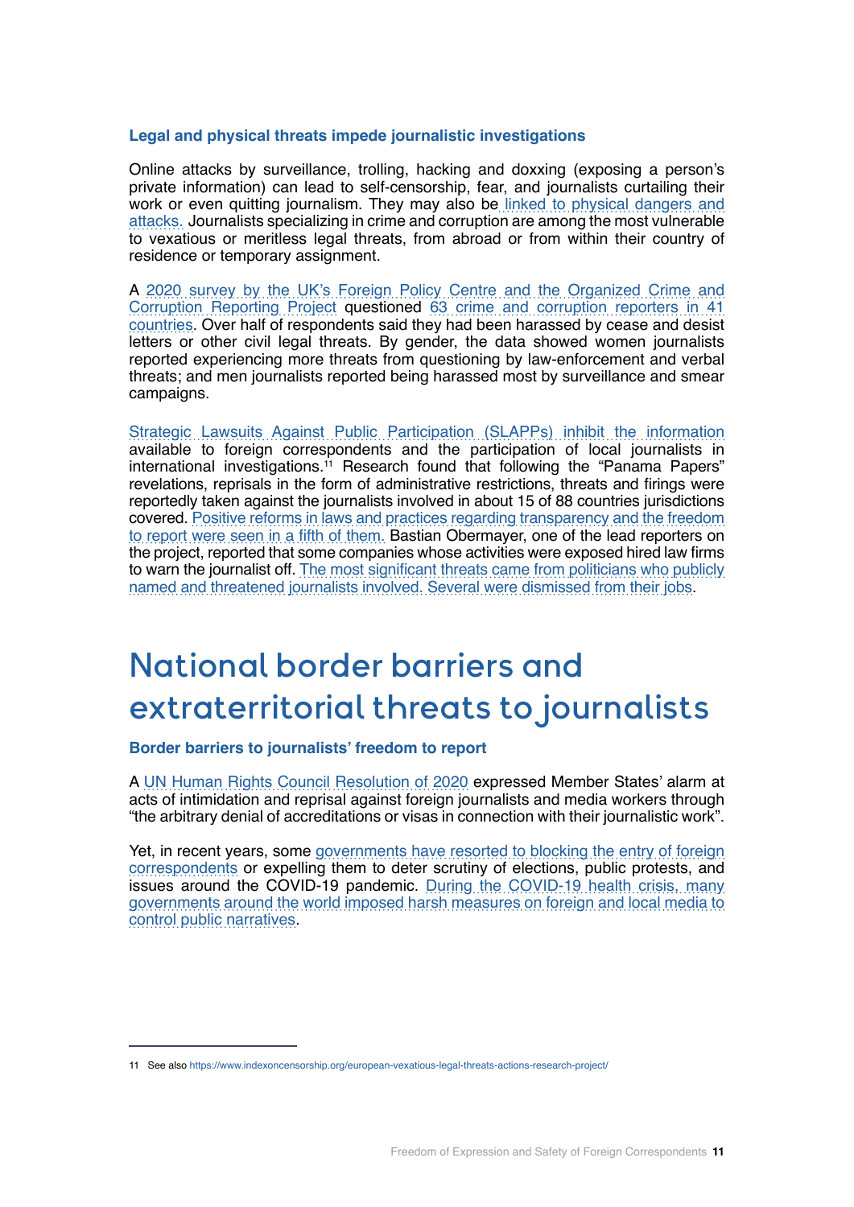### Legal and physical threats impede journalistic investigations

Online attacks by surveillance, trolling, hacking and doxxing (exposing a person's private information) can lead to self-censorship, fear, and journalists curtailing their work or even quitting journalism. They may also be linked to physical dangers and attacks. Journalists specializing in crime and corruption are among the most vulnerable to vexatious or meritless legal threats, from abroad or from within their country of residence or temporary assignment.

A 2020 survey by the UK's Foreign Policy Centre and the Organized Crime and Corruption Reporting Project questioned 63 crime and corruption reporters in 41 countries. Over half of respondents said they had been harassed by cease and desist letters or other civil legal threats. By gender, the data showed women journalists reported experiencing more threats from questioning by law-enforcement and verbal threats; and men journalists reported being harassed most by surveillance and smear campaigns.

Strategic Lawsuits Against Public Participation (SLAPPs) inhibit the information available to foreign correspondents and the participation of local journalists in international investigations.[11] Research found that following the "Panama Papers" revelations, reprisals in the form of administrative restrictions, threats and firings were reportedly taken against the journalists involved in about 15 of 88 countries jurisdictions covered. Positive reforms in laws and practices regarding transparency and the freedom to report were seen in a fifth of them. Bastian Obermayer, one of the lead reporters on the project, reported that some companies whose activities were exposed hired law firms to warn the journalist off. The most significant threats came from politicians who publicly named and threatened journalists involved. Several were dismissed from their jobs.

# National border barriers and extraterritorial threats to journalists

### Border barriers to journalists' freedom to report

A UN Human Rights Council Resolution of 2020 expressed Member States' alarm at acts of intimidation and reprisal against foreign journalists and media workers through "the arbitrary denial of accreditations or visas in connection with their journalistic work".

Yet, in recent years, some governments have resorted to blocking the entry of foreign correspondents or expelling them to deter scrutiny of elections, public protests, and issues around the COVID-19 pandemic. During the COVID-19 health crisis, many governments around the world imposed harsh measures on foreign and local media to control public narratives.

---

11 See also https://www.indexoncensorship.org/european-vexatious-legal-threats-actions-research-project/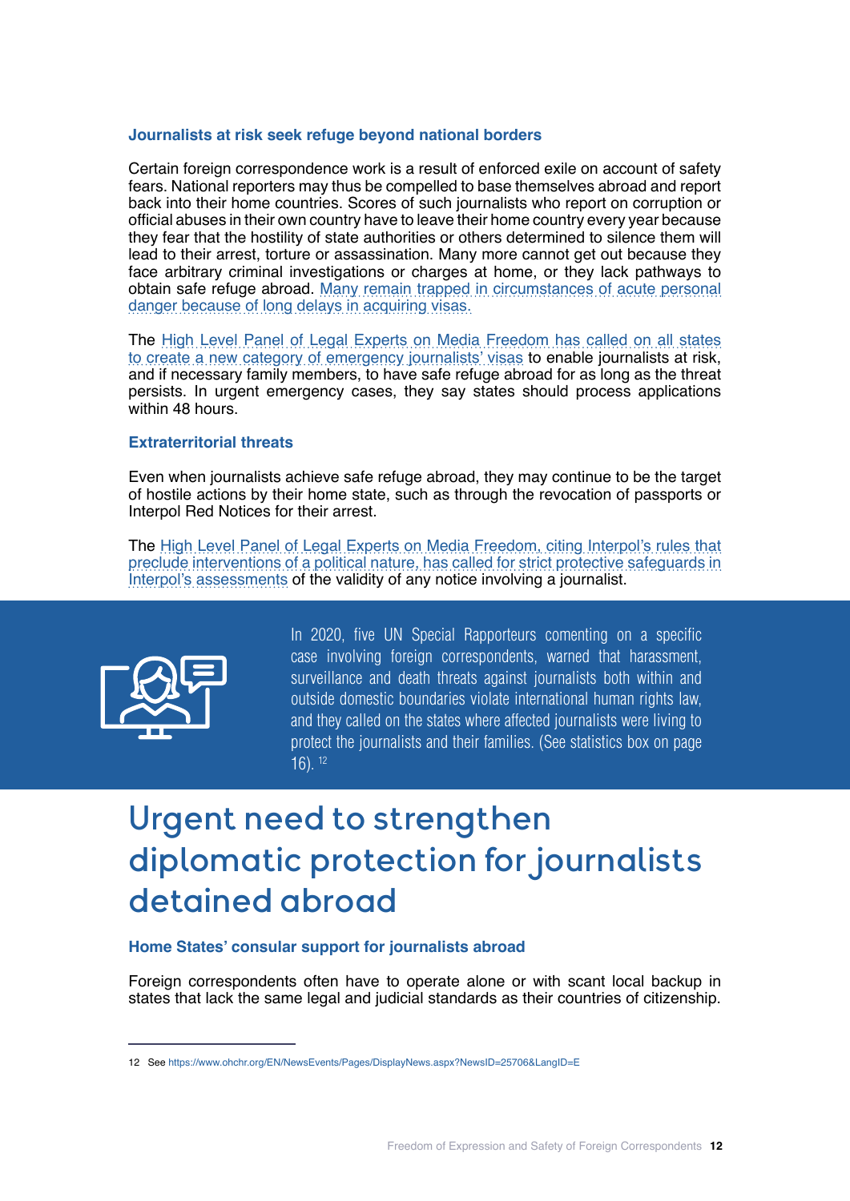### Journalists at risk seek refuge beyond national borders

Certain foreign correspondence work is a result of enforced exile on account of safety fears. National reporters may thus be compelled to base themselves abroad and report back into their home countries. Scores of such journalists who report on corruption or official abuses in their own country have to leave their home country every year because they fear that the hostility of state authorities or others determined to silence them will lead to their arrest, torture or assassination. Many more cannot get out because they face arbitrary criminal investigations or charges at home, or they lack pathways to obtain safe refuge abroad. Many remain trapped in circumstances of acute personal danger because of long delays in acquiring visas.

The High Level Panel of Legal Experts on Media Freedom has called on all states to create a new category of emergency journalists' visas to enable journalists at risk, and if necessary family members, to have safe refuge abroad for as long as the threat persists. In urgent emergency cases, they say states should process applications within 48 hours.

### Extraterritorial threats

Even when journalists achieve safe refuge abroad, they may continue to be the target of hostile actions by their home state, such as through the revocation of passports or Interpol Red Notices for their arrest.

The High Level Panel of Legal Experts on Media Freedom, citing Interpol's rules that preclude interventions of a political nature, has called for strict protective safeguards in Interpol's assessments of the validity of any notice involving a journalist.

In 2020, five UN Special Rapporteurs comenting on a specific case involving foreign correspondents, warned that harassment, surveillance and death threats against journalists both within and outside domestic boundaries violate international human rights law, and they called on the states where affected journalists were living to protect the journalists and their families. (See statistics box on page 16). [12]

# Urgent need to strengthen diplomatic protection for journalists detained abroad

### Home States' consular support for journalists abroad

Foreign correspondents often have to operate alone or with scant local backup in states that lack the same legal and judicial standards as their countries of citizenship.

---

12 See https://www.ohchr.org/EN/NewsEvents/Pages/DisplayNews.aspx?NewsID=25706&LangID=E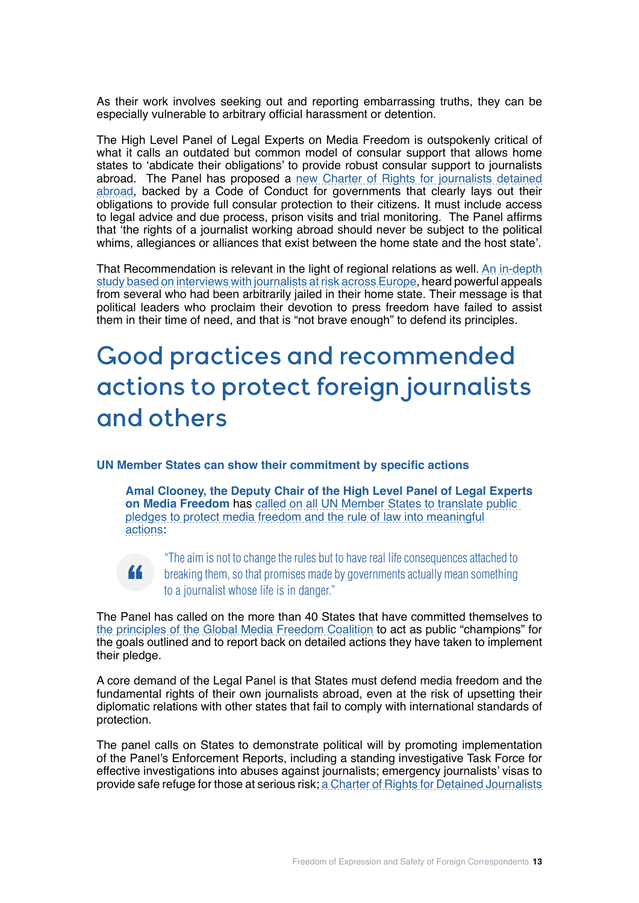As their work involves seeking out and reporting embarrassing truths, they can be especially vulnerable to arbitrary official harassment or detention.

The High Level Panel of Legal Experts on Media Freedom is outspokenly critical of what it calls an outdated but common model of consular support that allows home states to 'abdicate their obligations' to provide robust consular support to journalists abroad. The Panel has proposed a new Charter of Rights for journalists detained abroad, backed by a Code of Conduct for governments that clearly lays out their obligations to provide full consular protection to their citizens. It must include access to legal advice and due process, prison visits and trial monitoring. The Panel affirms that 'the rights of a journalist working abroad should never be subject to the political whims, allegiances or alliances that exist between the home state and the host state'.

That Recommendation is relevant in the light of regional relations as well. An in-depth study based on interviews with journalists at risk across Europe, heard powerful appeals from several who had been arbitrarily jailed in their home state. Their message is that political leaders who proclaim their devotion to press freedom have failed to assist them in their time of need, and that is "not brave enough" to defend its principles.

# Good practices and recommended actions to protect foreign journalists and others

### UN Member States can show their commitment by specific actions

> **Amal Clooney, the Deputy Chair of the High Level Panel of Legal Experts on Media Freedom** has called on all UN Member States to translate public pledges to protect media freedom and the rule of law into meaningful actions:
>
> "The aim is not to change the rules but to have real life consequences attached to breaking them, so that promises made by governments actually mean something to a journalist whose life is in danger."

The Panel has called on the more than 40 States that have committed themselves to the principles of the Global Media Freedom Coalition to act as public "champions" for the goals outlined and to report back on detailed actions they have taken to implement their pledge.

A core demand of the Legal Panel is that States must defend media freedom and the fundamental rights of their own journalists abroad, even at the risk of upsetting their diplomatic relations with other states that fail to comply with international standards of protection.

The panel calls on States to demonstrate political will by promoting implementation of the Panel's Enforcement Reports, including a standing investigative Task Force for effective investigations into abuses against journalists; emergency journalists' visas to provide safe refuge for those at serious risk; a Charter of Rights for Detained Journalists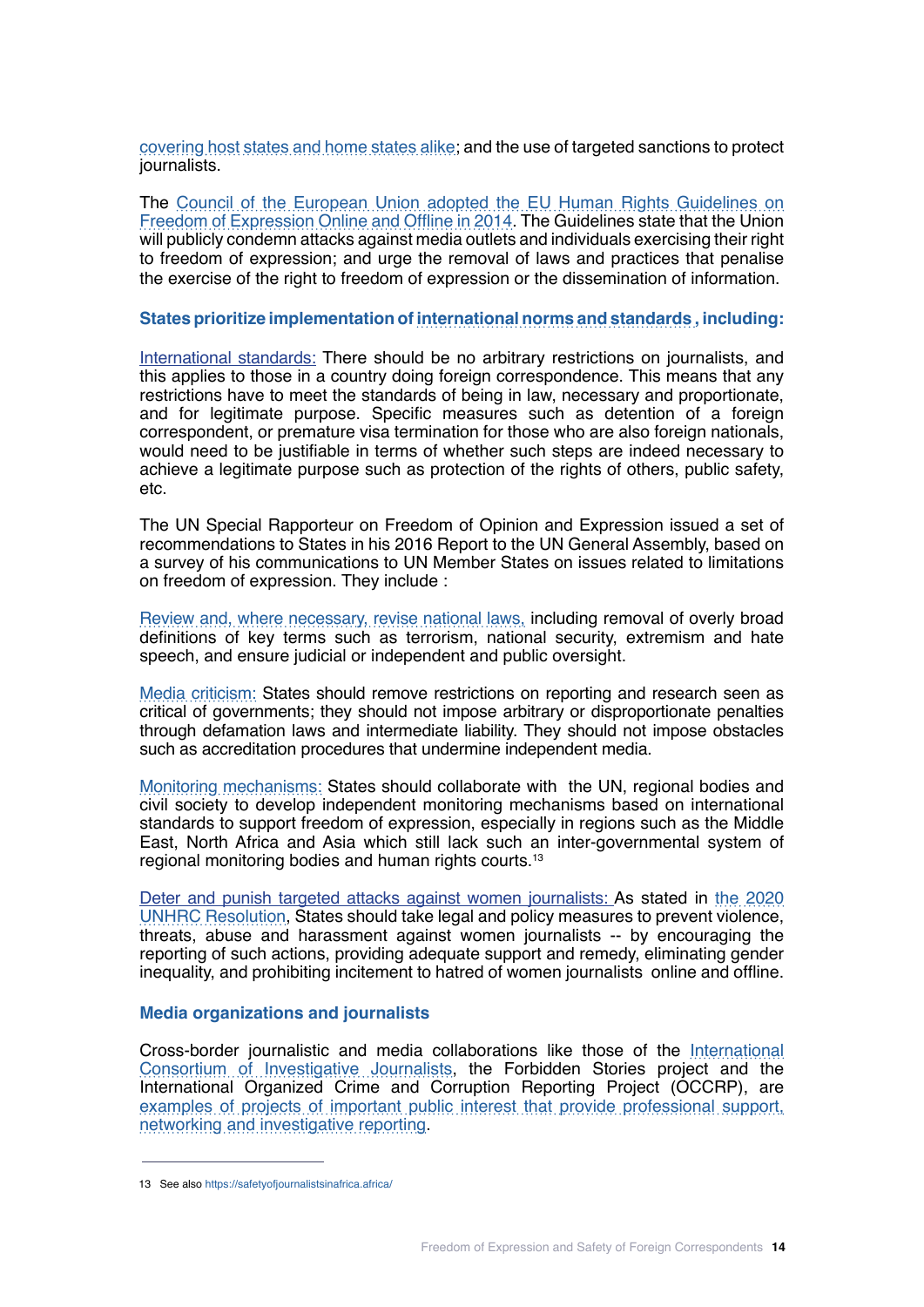covering host states and home states alike; and the use of targeted sanctions to protect journalists.

The Council of the European Union adopted the EU Human Rights Guidelines on Freedom of Expression Online and Offline in 2014. The Guidelines state that the Union will publicly condemn attacks against media outlets and individuals exercising their right to freedom of expression; and urge the removal of laws and practices that penalise the exercise of the right to freedom of expression or the dissemination of information.

### States prioritize implementation of international norms and standards , including:

International standards: There should be no arbitrary restrictions on journalists, and this applies to those in a country doing foreign correspondence. This means that any restrictions have to meet the standards of being in law, necessary and proportionate, and for legitimate purpose. Specific measures such as detention of a foreign correspondent, or premature visa termination for those who are also foreign nationals, would need to be justifiable in terms of whether such steps are indeed necessary to achieve a legitimate purpose such as protection of the rights of others, public safety, etc.

The UN Special Rapporteur on Freedom of Opinion and Expression issued a set of recommendations to States in his 2016 Report to the UN General Assembly, based on a survey of his communications to UN Member States on issues related to limitations on freedom of expression. They include :

Review and, where necessary, revise national laws, including removal of overly broad definitions of key terms such as terrorism, national security, extremism and hate speech, and ensure judicial or independent and public oversight.

Media criticism: States should remove restrictions on reporting and research seen as critical of governments; they should not impose arbitrary or disproportionate penalties through defamation laws and intermediate liability. They should not impose obstacles such as accreditation procedures that undermine independent media.

Monitoring mechanisms: States should collaborate with the UN, regional bodies and civil society to develop independent monitoring mechanisms based on international standards to support freedom of expression, especially in regions such as the Middle East, North Africa and Asia which still lack such an inter-governmental system of regional monitoring bodies and human rights courts.[13]

Deter and punish targeted attacks against women journalists: As stated in the 2020 UNHRC Resolution, States should take legal and policy measures to prevent violence, threats, abuse and harassment against women journalists -- by encouraging the reporting of such actions, providing adequate support and remedy, eliminating gender inequality, and prohibiting incitement to hatred of women journalists online and offline.

### Media organizations and journalists

Cross-border journalistic and media collaborations like those of the International Consortium of Investigative Journalists, the Forbidden Stories project and the International Organized Crime and Corruption Reporting Project (OCCRP), are examples of projects of important public interest that provide professional support, networking and investigative reporting.

---

13 See also https://safetyofjournalistsinafrica.africa/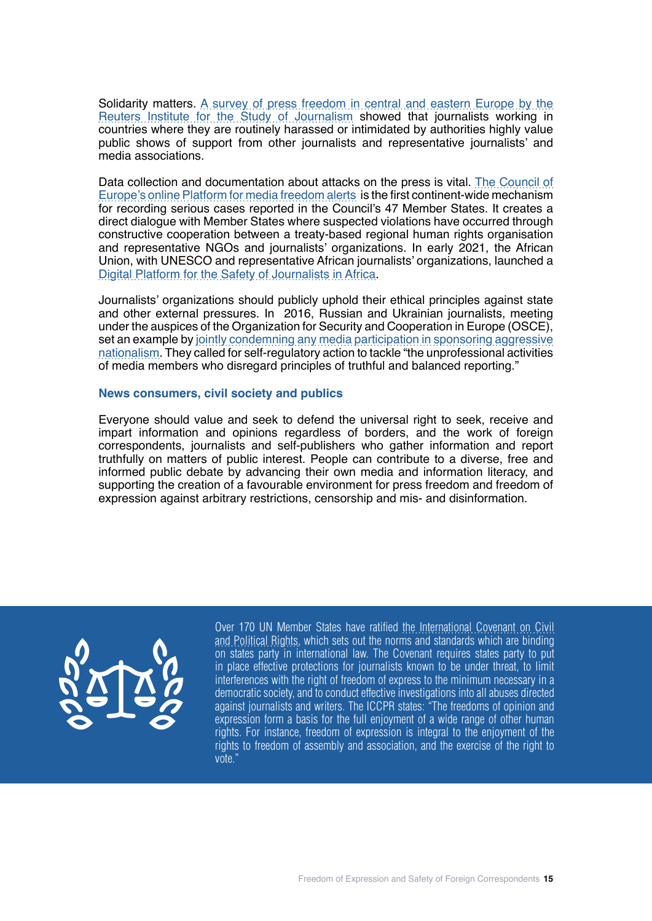Solidarity matters. A survey of press freedom in central and eastern Europe by the Reuters Institute for the Study of Journalism showed that journalists working in countries where they are routinely harassed or intimidated by authorities highly value public shows of support from other journalists and representative journalists' and media associations.

Data collection and documentation about attacks on the press is vital. The Council of Europe's online Platform for media freedom alerts is the first continent-wide mechanism for recording serious cases reported in the Council's 47 Member States. It creates a direct dialogue with Member States where suspected violations have occurred through constructive cooperation between a treaty-based regional human rights organisation and representative NGOs and journalists' organizations. In early 2021, the African Union, with UNESCO and representative African journalists' organizations, launched a Digital Platform for the Safety of Journalists in Africa.

Journalists' organizations should publicly uphold their ethical principles against state and other external pressures. In 2016, Russian and Ukrainian journalists, meeting under the auspices of the Organization for Security and Cooperation in Europe (OSCE), set an example by jointly condemning any media participation in sponsoring aggressive nationalism. They called for self-regulatory action to tackle "the unprofessional activities of media members who disregard principles of truthful and balanced reporting."

### News consumers, civil society and publics

Everyone should value and seek to defend the universal right to seek, receive and impart information and opinions regardless of borders, and the work of foreign correspondents, journalists and self-publishers who gather information and report truthfully on matters of public interest. People can contribute to a diverse, free and informed public debate by advancing their own media and information literacy, and supporting the creation of a favourable environment for press freedom and freedom of expression against arbitrary restrictions, censorship and mis- and disinformation.

Over 170 UN Member States have ratified the International Covenant on Civil and Political Rights, which sets out the norms and standards which are binding on states party in international law. The Covenant requires states party to put in place effective protections for journalists known to be under threat, to limit interferences with the right of freedom of express to the minimum necessary in a democratic society, and to conduct effective investigations into all abuses directed against journalists and writers. The ICCPR states: "The freedoms of opinion and expression form a basis for the full enjoyment of a wide range of other human rights. For instance, freedom of expression is integral to the enjoyment of the rights to freedom of assembly and association, and the exercise of the right to vote."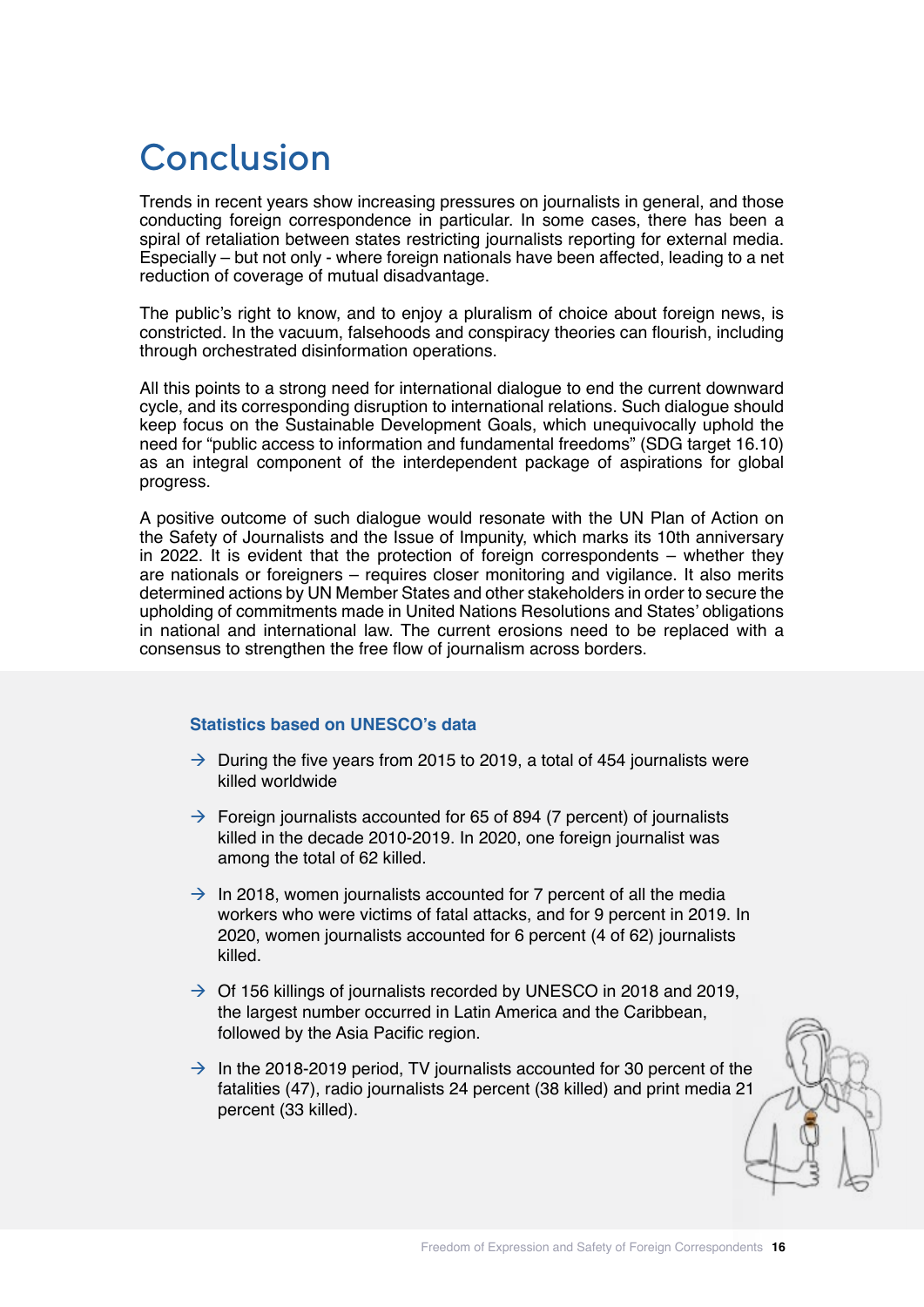# Conclusion

Trends in recent years show increasing pressures on journalists in general, and those conducting foreign correspondence in particular. In some cases, there has been a spiral of retaliation between states restricting journalists reporting for external media. Especially – but not only - where foreign nationals have been affected, leading to a net reduction of coverage of mutual disadvantage.

The public's right to know, and to enjoy a pluralism of choice about foreign news, is constricted. In the vacuum, falsehoods and conspiracy theories can flourish, including through orchestrated disinformation operations.

All this points to a strong need for international dialogue to end the current downward cycle, and its corresponding disruption to international relations. Such dialogue should keep focus on the Sustainable Development Goals, which unequivocally uphold the need for "public access to information and fundamental freedoms" (SDG target 16.10) as an integral component of the interdependent package of aspirations for global progress.

A positive outcome of such dialogue would resonate with the UN Plan of Action on the Safety of Journalists and the Issue of Impunity, which marks its 10th anniversary in 2022. It is evident that the protection of foreign correspondents – whether they are nationals or foreigners – requires closer monitoring and vigilance. It also merits determined actions by UN Member States and other stakeholders in order to secure the upholding of commitments made in United Nations Resolutions and States' obligations in national and international law. The current erosions need to be replaced with a consensus to strengthen the free flow of journalism across borders.

**Statistics based on UNESCO's data**

- During the five years from 2015 to 2019, a total of 454 journalists were killed worldwide
- Foreign journalists accounted for 65 of 894 (7 percent) of journalists killed in the decade 2010-2019. In 2020, one foreign journalist was among the total of 62 killed.
- In 2018, women journalists accounted for 7 percent of all the media workers who were victims of fatal attacks, and for 9 percent in 2019. In 2020, women journalists accounted for 6 percent (4 of 62) journalists killed.
- Of 156 killings of journalists recorded by UNESCO in 2018 and 2019, the largest number occurred in Latin America and the Caribbean, followed by the Asia Pacific region.
- In the 2018-2019 period, TV journalists accounted for 30 percent of the fatalities (47), radio journalists 24 percent (38 killed) and print media 21 percent (33 killed).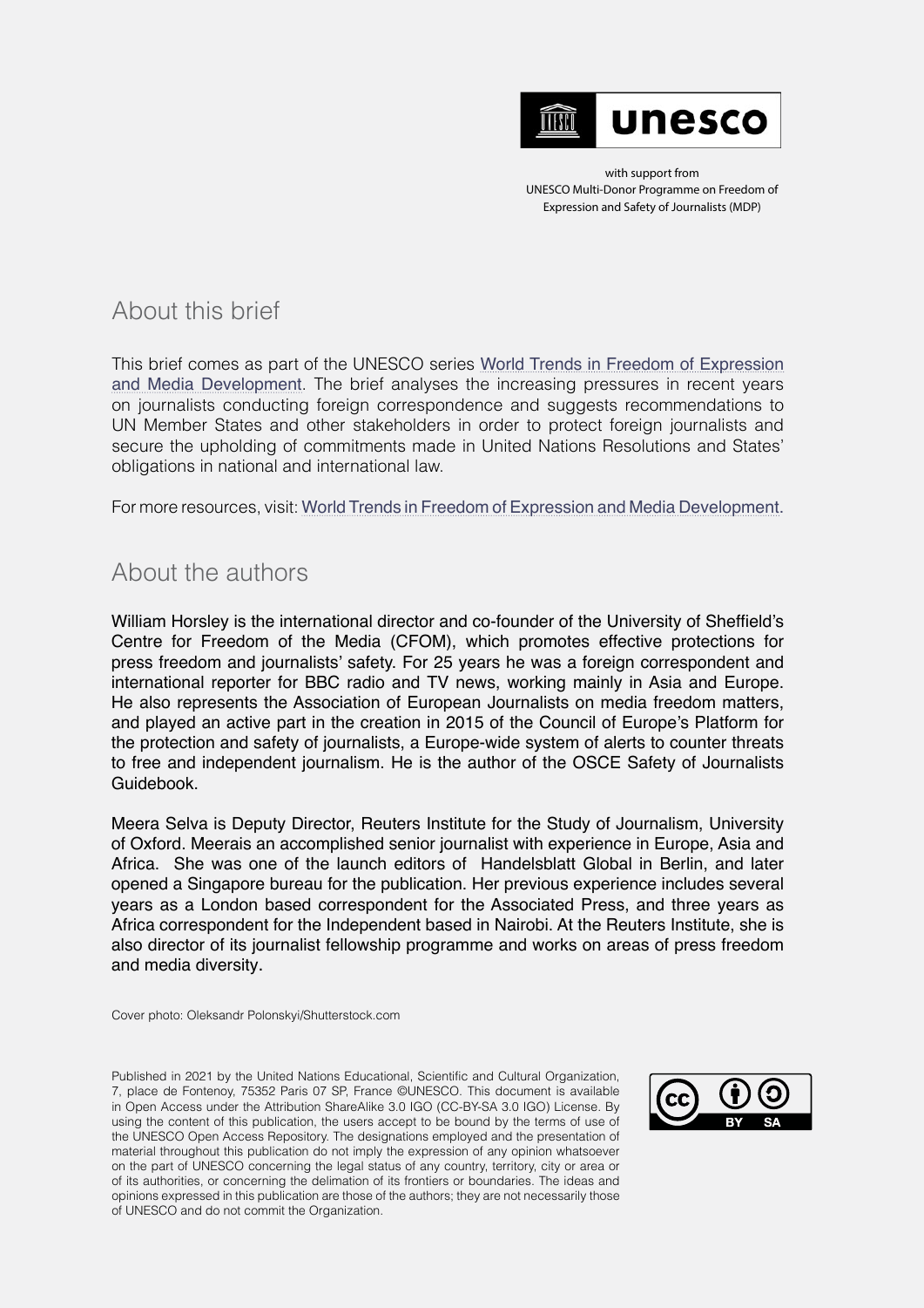unesco

with support from
UNESCO Multi-Donor Programme on Freedom of Expression and Safety of Journalists (MDP)

## About this brief

This brief comes as part of the UNESCO series World Trends in Freedom of Expression and Media Development. The brief analyses the increasing pressures in recent years on journalists conducting foreign correspondence and suggests recommendations to UN Member States and other stakeholders in order to protect foreign journalists and secure the upholding of commitments made in United Nations Resolutions and States' obligations in national and international law.

For more resources, visit: World Trends in Freedom of Expression and Media Development.

## About the authors

William Horsley is the international director and co-founder of the University of Sheffield's Centre for Freedom of the Media (CFOM), which promotes effective protections for press freedom and journalists' safety. For 25 years he was a foreign correspondent and international reporter for BBC radio and TV news, working mainly in Asia and Europe. He also represents the Association of European Journalists on media freedom matters, and played an active part in the creation in 2015 of the Council of Europe's Platform for the protection and safety of journalists, a Europe-wide system of alerts to counter threats to free and independent journalism. He is the author of the OSCE Safety of Journalists Guidebook.

Meera Selva is Deputy Director, Reuters Institute for the Study of Journalism, University of Oxford. Meerais an accomplished senior journalist with experience in Europe, Asia and Africa. She was one of the launch editors of Handelsblatt Global in Berlin, and later opened a Singapore bureau for the publication. Her previous experience includes several years as a London based correspondent for the Associated Press, and three years as Africa correspondent for the Independent based in Nairobi. At the Reuters Institute, she is also director of its journalist fellowship programme and works on areas of press freedom and media diversity.

Cover photo: Oleksandr Polonskyi/Shutterstock.com

Published in 2021 by the United Nations Educational, Scientific and Cultural Organization, 7, place de Fontenoy, 75352 Paris 07 SP, France ©UNESCO. This document is available in Open Access under the Attribution ShareAlike 3.0 IGO (CC-BY-SA 3.0 IGO) License. By using the content of this publication, the users accept to be bound by the terms of use of the UNESCO Open Access Repository. The designations employed and the presentation of material throughout this publication do not imply the expression of any opinion whatsoever on the part of UNESCO concerning the legal status of any country, territory, city or area or of its authorities, or concerning the delimitation of its frontiers or boundaries. The ideas and opinions expressed in this publication are those of the authors; they are not necessarily those of UNESCO and do not commit the Organization.